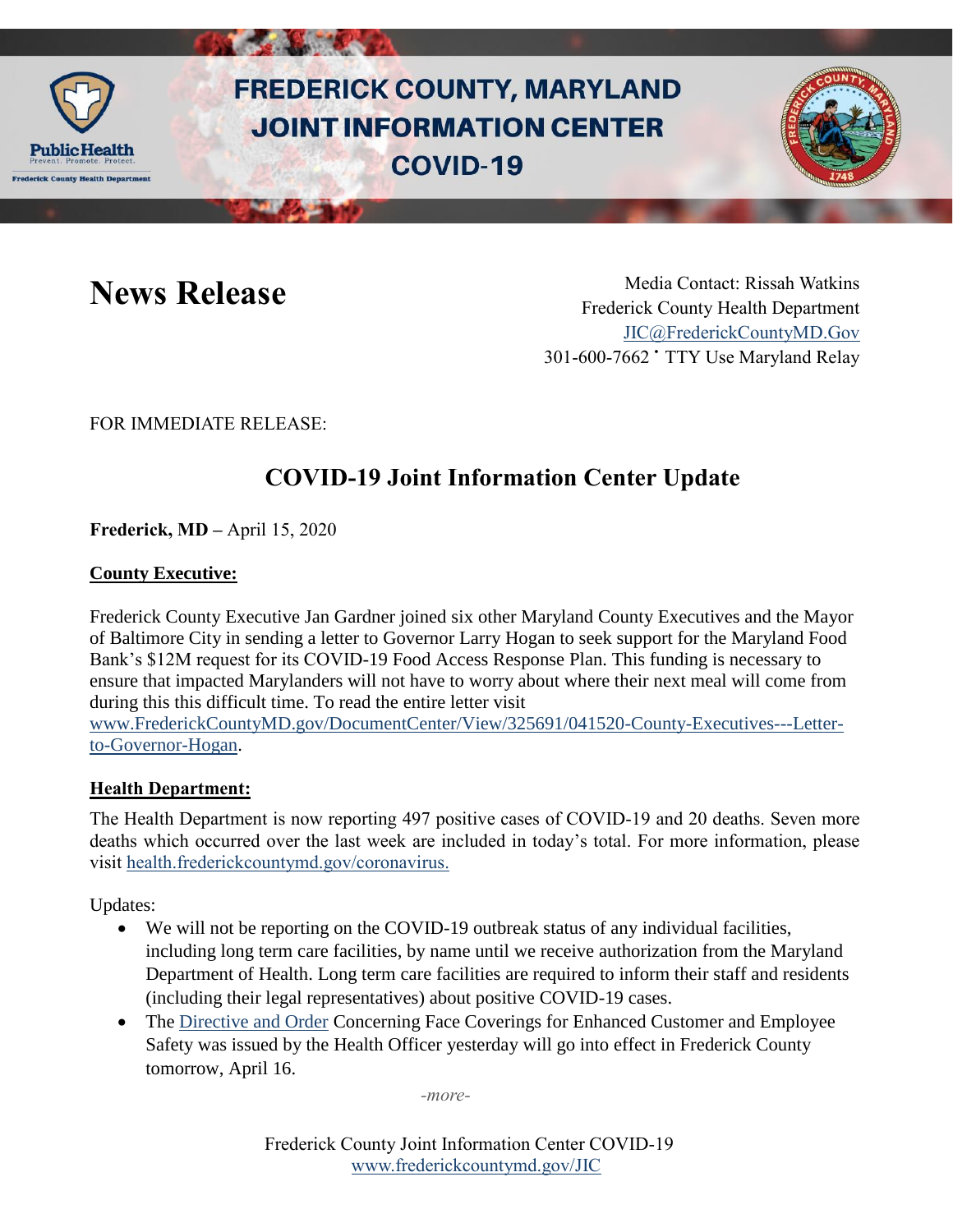# FREDERICK COUNTY, MARYLAND JOINT INFORMATION CENTER COVID-19

# News Release

Media Contact: Rissah Watkins
Frederick County Health Department
JIC@FrederickCountyMD.Gov
301-600-7662 • TTY Use Maryland Relay

FOR IMMEDIATE RELEASE:

## COVID-19 Joint Information Center Update

**Frederick, MD –** April 15, 2020

### County Executive:

Frederick County Executive Jan Gardner joined six other Maryland County Executives and the Mayor of Baltimore City in sending a letter to Governor Larry Hogan to seek support for the Maryland Food Bank's $12M request for its COVID-19 Food Access Response Plan. This funding is necessary to ensure that impacted Marylanders will not have to worry about where their next meal will come from during this this difficult time. To read the entire letter visit www.FrederickCountyMD.gov/DocumentCenter/View/325691/041520-County-Executives---Letter-to-Governor-Hogan.

### Health Department:

The Health Department is now reporting 497 positive cases of COVID-19 and 20 deaths. Seven more deaths which occurred over the last week are included in today's total. For more information, please visit health.frederickcountymd.gov/coronavirus.

Updates:

- We will not be reporting on the COVID-19 outbreak status of any individual facilities, including long term care facilities, by name until we receive authorization from the Maryland Department of Health. Long term care facilities are required to inform their staff and residents (including their legal representatives) about positive COVID-19 cases.
- The Directive and Order Concerning Face Coverings for Enhanced Customer and Employee Safety was issued by the Health Officer yesterday will go into effect in Frederick County tomorrow, April 16.

*-more-*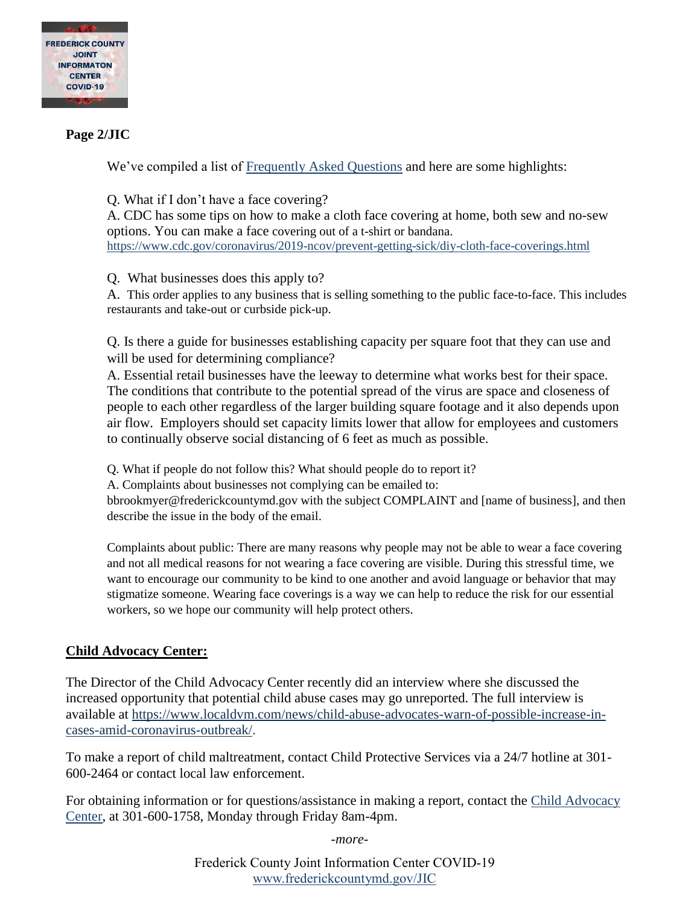**Page 2/JIC**

We've compiled a list of [Frequently Asked Questions](#) and here are some highlights:

Q. What if I don't have a face covering?
A. CDC has some tips on how to make a cloth face covering at home, both sew and no-sew options. You can make a face covering out of a t-shirt or bandana.
https://www.cdc.gov/coronavirus/2019-ncov/prevent-getting-sick/diy-cloth-face-coverings.html

Q. What businesses does this apply to?
A. This order applies to any business that is selling something to the public face-to-face. This includes restaurants and take-out or curbside pick-up.

Q. Is there a guide for businesses establishing capacity per square foot that they can use and will be used for determining compliance?
A. Essential retail businesses have the leeway to determine what works best for their space. The conditions that contribute to the potential spread of the virus are space and closeness of people to each other regardless of the larger building square footage and it also depends upon air flow. Employers should set capacity limits lower that allow for employees and customers to continually observe social distancing of 6 feet as much as possible.

Q. What if people do not follow this? What should people do to report it?
A. Complaints about businesses not complying can be emailed to: bbrookmyer@frederickcountymd.gov with the subject COMPLAINT and [name of business], and then describe the issue in the body of the email.

Complaints about public: There are many reasons why people may not be able to wear a face covering and not all medical reasons for not wearing a face covering are visible. During this stressful time, we want to encourage our community to be kind to one another and avoid language or behavior that may stigmatize someone. Wearing face coverings is a way we can help to reduce the risk for our essential workers, so we hope our community will help protect others.

## Child Advocacy Center:

The Director of the Child Advocacy Center recently did an interview where she discussed the increased opportunity that potential child abuse cases may go unreported. The full interview is available at https://www.localdvm.com/news/child-abuse-advocates-warn-of-possible-increase-in-cases-amid-coronavirus-outbreak/.

To make a report of child maltreatment, contact Child Protective Services via a 24/7 hotline at 301-600-2464 or contact local law enforcement.

For obtaining information or for questions/assistance in making a report, contact the [Child Advocacy Center](#), at 301-600-1758, Monday through Friday 8am-4pm.

*-more-*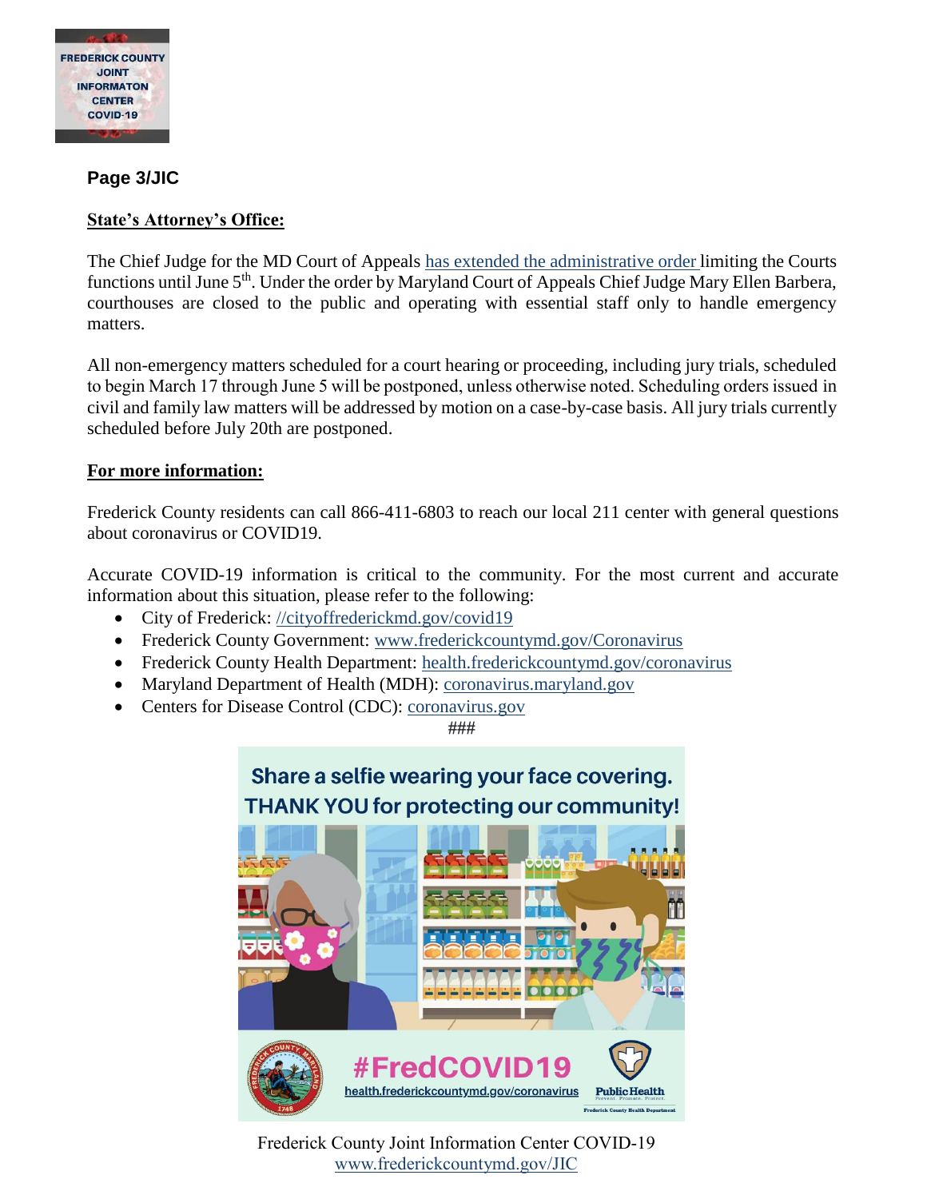**Page 3/JIC**

**State's Attorney's Office:**

The Chief Judge for the MD Court of Appeals has extended the administrative order limiting the Courts functions until June 5th. Under the order by Maryland Court of Appeals Chief Judge Mary Ellen Barbera, courthouses are closed to the public and operating with essential staff only to handle emergency matters.

All non-emergency matters scheduled for a court hearing or proceeding, including jury trials, scheduled to begin March 17 through June 5 will be postponed, unless otherwise noted. Scheduling orders issued in civil and family law matters will be addressed by motion on a case-by-case basis. All jury trials currently scheduled before July 20th are postponed.

**For more information:**

Frederick County residents can call 866-411-6803 to reach our local 211 center with general questions about coronavirus or COVID19.

Accurate COVID-19 information is critical to the community. For the most current and accurate information about this situation, please refer to the following:

- City of Frederick: //cityoffrederickmd.gov/covid19
- Frederick County Government: www.frederickcountymd.gov/Coronavirus
- Frederick County Health Department: health.frederickcountymd.gov/coronavirus
- Maryland Department of Health (MDH): coronavirus.maryland.gov
- Centers for Disease Control (CDC): coronavirus.gov

###

Share a selfie wearing your face covering.
THANK YOU for protecting our community!

#FredCOVID19
health.frederickcountymd.gov/coronavirus

Frederick County Joint Information Center COVID-19
www.frederickcountymd.gov/JIC